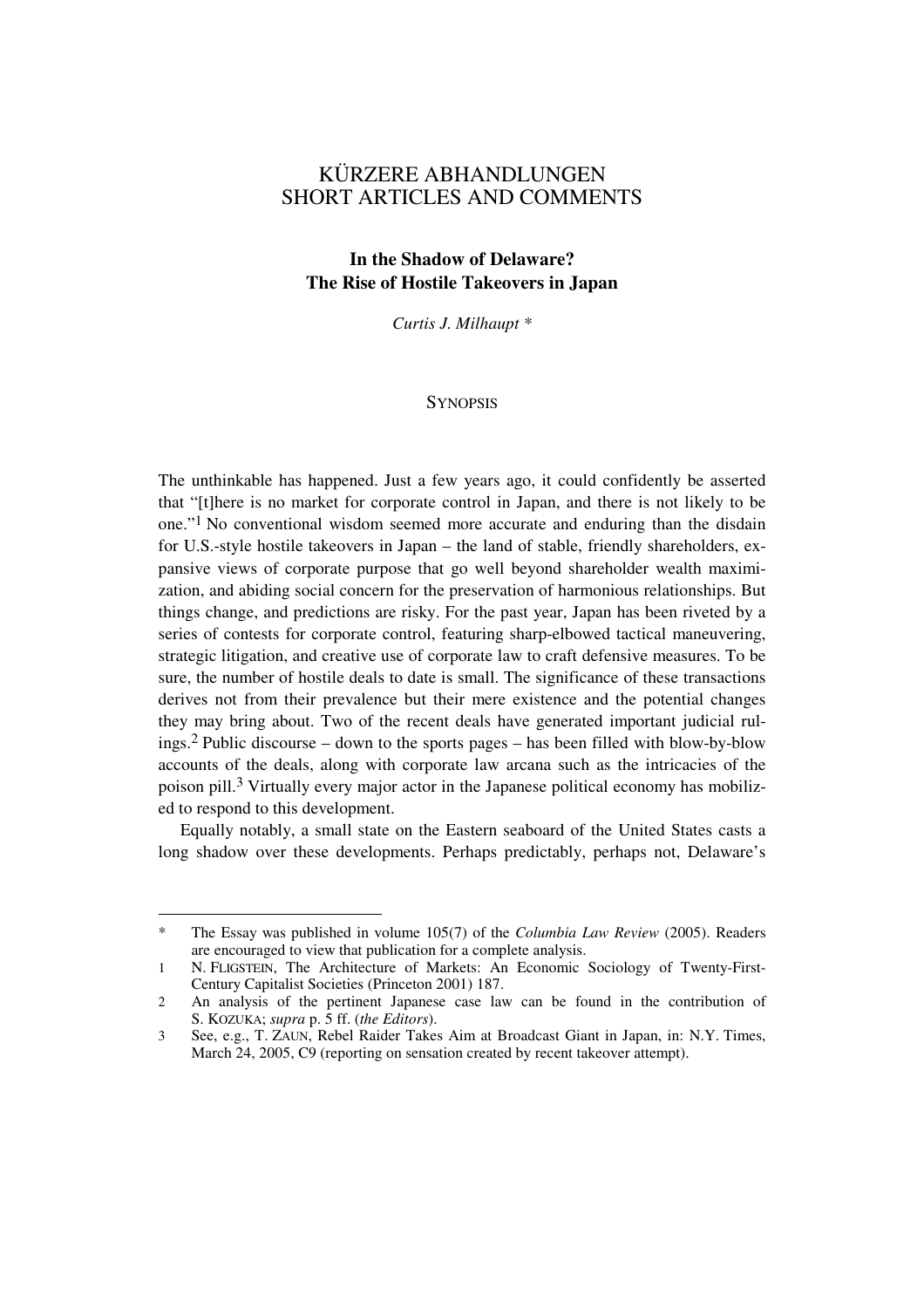# KÜRZERE ABHANDLUNGEN
# SHORT ARTICLES AND COMMENTS

## In the Shadow of Delaware? The Rise of Hostile Takeovers in Japan

*Curtis J. Milhaupt* *

### SYNOPSIS

The unthinkable has happened. Just a few years ago, it could confidently be asserted that "[t]here is no market for corporate control in Japan, and there is not likely to be one."[1] No conventional wisdom seemed more accurate and enduring than the disdain for U.S.-style hostile takeovers in Japan – the land of stable, friendly shareholders, expansive views of corporate purpose that go well beyond shareholder wealth maximization, and abiding social concern for the preservation of harmonious relationships. But things change, and predictions are risky. For the past year, Japan has been riveted by a series of contests for corporate control, featuring sharp-elbowed tactical maneuvering, strategic litigation, and creative use of corporate law to craft defensive measures. To be sure, the number of hostile deals to date is small. The significance of these transactions derives not from their prevalence but their mere existence and the potential changes they may bring about. Two of the recent deals have generated important judicial rulings.[2] Public discourse – down to the sports pages – has been filled with blow-by-blow accounts of the deals, along with corporate law arcana such as the intricacies of the poison pill.[3] Virtually every major actor in the Japanese political economy has mobilized to respond to this development.

Equally notably, a small state on the Eastern seaboard of the United States casts a long shadow over these developments. Perhaps predictably, perhaps not, Delaware's

---

\* The Essay was published in volume 105(7) of the *Columbia Law Review* (2005). Readers are encouraged to view that publication for a complete analysis.

1 N. FLIGSTEIN, The Architecture of Markets: An Economic Sociology of Twenty-First-Century Capitalist Societies (Princeton 2001) 187.

2 An analysis of the pertinent Japanese case law can be found in the contribution of S. KOZUKA; *supra* p. 5 ff. (*the Editors*).

3 See, e.g., T. ZAUN, Rebel Raider Takes Aim at Broadcast Giant in Japan, in: N.Y. Times, March 24, 2005, C9 (reporting on sensation created by recent takeover attempt).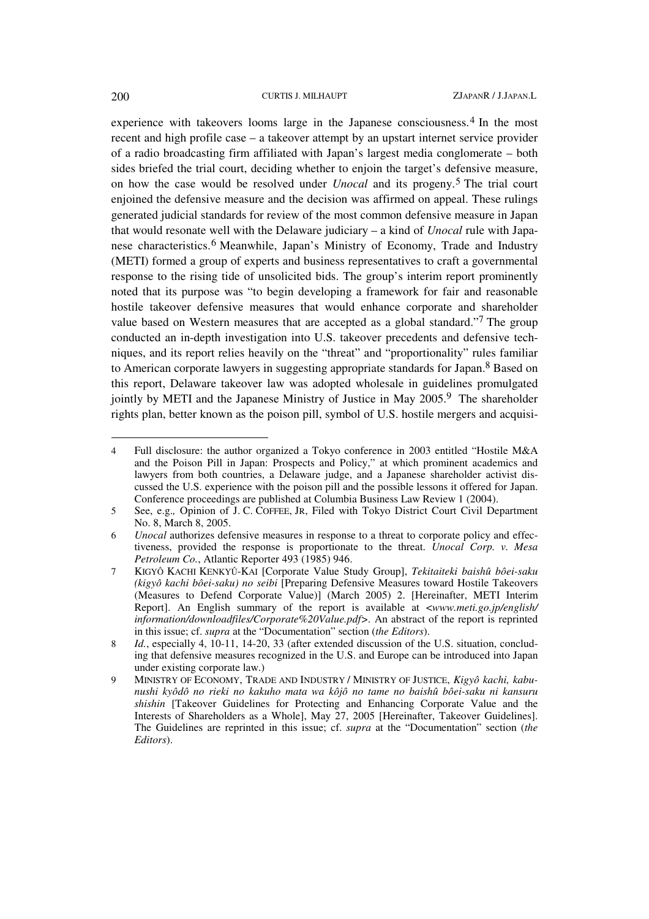experience with takeovers looms large in the Japanese consciousness.[4] In the most recent and high profile case – a takeover attempt by an upstart internet service provider of a radio broadcasting firm affiliated with Japan's largest media conglomerate – both sides briefed the trial court, deciding whether to enjoin the target's defensive measure, on how the case would be resolved under *Unocal* and its progeny.[5] The trial court enjoined the defensive measure and the decision was affirmed on appeal. These rulings generated judicial standards for review of the most common defensive measure in Japan that would resonate well with the Delaware judiciary – a kind of *Unocal* rule with Japanese characteristics.[6] Meanwhile, Japan's Ministry of Economy, Trade and Industry (METI) formed a group of experts and business representatives to craft a governmental response to the rising tide of unsolicited bids. The group's interim report prominently noted that its purpose was "to begin developing a framework for fair and reasonable hostile takeover defensive measures that would enhance corporate and shareholder value based on Western measures that are accepted as a global standard."[7] The group conducted an in-depth investigation into U.S. takeover precedents and defensive techniques, and its report relies heavily on the "threat" and "proportionality" rules familiar to American corporate lawyers in suggesting appropriate standards for Japan.[8] Based on this report, Delaware takeover law was adopted wholesale in guidelines promulgated jointly by METI and the Japanese Ministry of Justice in May 2005.[9] The shareholder rights plan, better known as the poison pill, symbol of U.S. hostile mergers and acquisi-

---

4 Full disclosure: the author organized a Tokyo conference in 2003 entitled "Hostile M&A and the Poison Pill in Japan: Prospects and Policy," at which prominent academics and lawyers from both countries, a Delaware judge, and a Japanese shareholder activist discussed the U.S. experience with the poison pill and the possible lessons it offered for Japan. Conference proceedings are published at Columbia Business Law Review 1 (2004).

5 See, e.g., Opinion of J. C. COFFEE, JR, Filed with Tokyo District Court Civil Department No. 8, March 8, 2005.

6 *Unocal* authorizes defensive measures in response to a threat to corporate policy and effectiveness, provided the response is proportionate to the threat. *Unocal Corp. v. Mesa Petroleum Co.*, Atlantic Reporter 493 (1985) 946.

7 KIGYÔ KACHI KENKYÛ-KAI [Corporate Value Study Group], *Tekitaiteki baishû bôei-saku (kigyô kachi bôei-saku) no seibi* [Preparing Defensive Measures toward Hostile Takeovers (Measures to Defend Corporate Value)] (March 2005) 2. [Hereinafter, METI Interim Report]. An English summary of the report is available at <*www.meti.go.jp/english/information/downloadfiles/Corporate%20Value.pdf*>. An abstract of the report is reprinted in this issue; cf. *supra* at the "Documentation" section (*the Editors*).

8 *Id.*, especially 4, 10-11, 14-20, 33 (after extended discussion of the U.S. situation, concluding that defensive measures recognized in the U.S. and Europe can be introduced into Japan under existing corporate law.)

9 MINISTRY OF ECONOMY, TRADE AND INDUSTRY / MINISTRY OF JUSTICE, *Kigyô kachi, kabunushi kyôdô no rieki no kakuho mata wa kôjô no tame no baishû bôei-saku ni kansuru shishin* [Takeover Guidelines for Protecting and Enhancing Corporate Value and the Interests of Shareholders as a Whole], May 27, 2005 [Hereinafter, Takeover Guidelines]. The Guidelines are reprinted in this issue; cf. *supra* at the "Documentation" section (*the Editors*).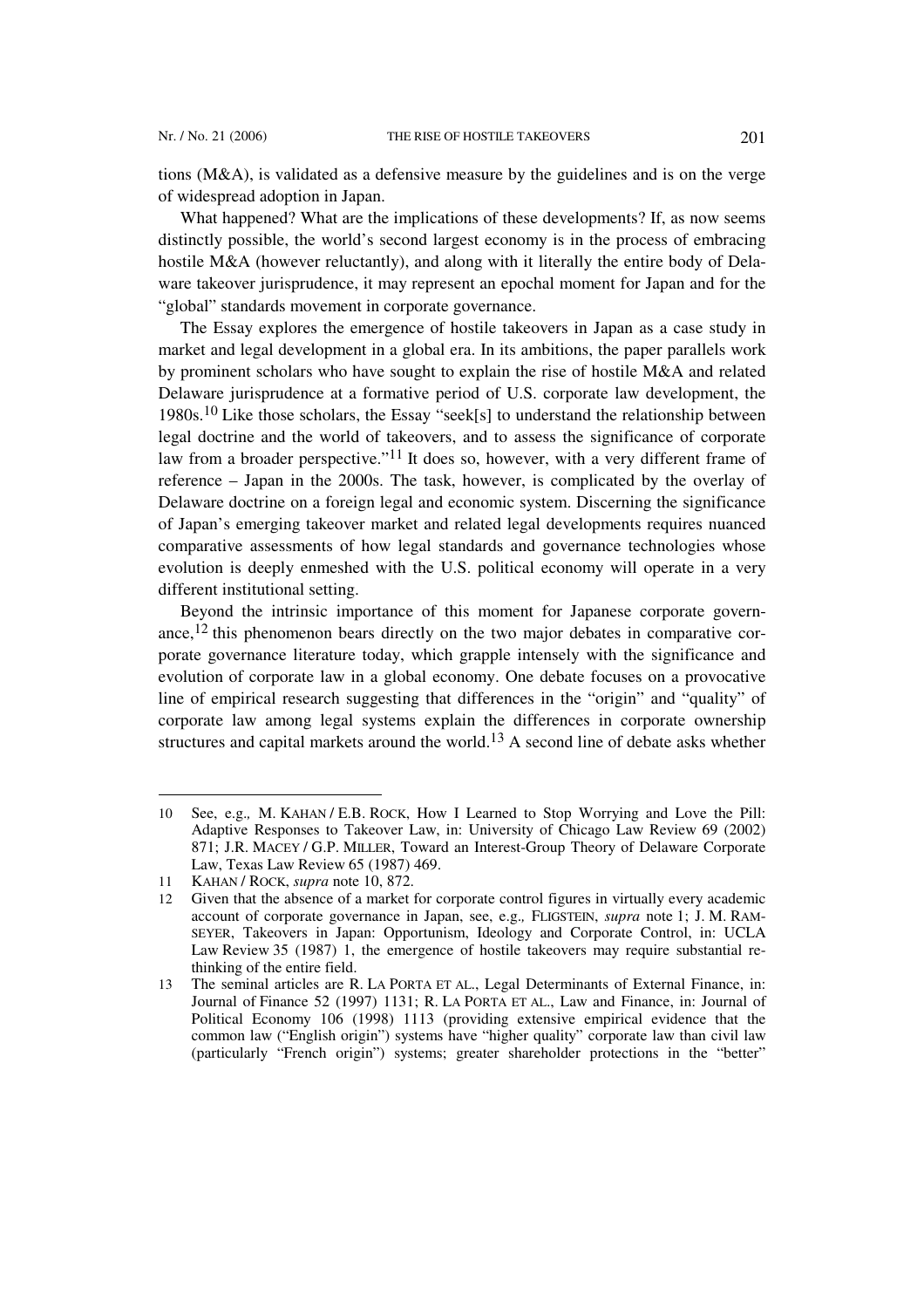tions (M&A), is validated as a defensive measure by the guidelines and is on the verge of widespread adoption in Japan.

What happened? What are the implications of these developments? If, as now seems distinctly possible, the world's second largest economy is in the process of embracing hostile M&A (however reluctantly), and along with it literally the entire body of Delaware takeover jurisprudence, it may represent an epochal moment for Japan and for the "global" standards movement in corporate governance.

The Essay explores the emergence of hostile takeovers in Japan as a case study in market and legal development in a global era. In its ambitions, the paper parallels work by prominent scholars who have sought to explain the rise of hostile M&A and related Delaware jurisprudence at a formative period of U.S. corporate law development, the 1980s.[10] Like those scholars, the Essay "seek[s] to understand the relationship between legal doctrine and the world of takeovers, and to assess the significance of corporate law from a broader perspective."[11] It does so, however, with a very different frame of reference – Japan in the 2000s. The task, however, is complicated by the overlay of Delaware doctrine on a foreign legal and economic system. Discerning the significance of Japan's emerging takeover market and related legal developments requires nuanced comparative assessments of how legal standards and governance technologies whose evolution is deeply enmeshed with the U.S. political economy will operate in a very different institutional setting.

Beyond the intrinsic importance of this moment for Japanese corporate governance,[12] this phenomenon bears directly on the two major debates in comparative corporate governance literature today, which grapple intensely with the significance and evolution of corporate law in a global economy. One debate focuses on a provocative line of empirical research suggesting that differences in the "origin" and "quality" of corporate law among legal systems explain the differences in corporate ownership structures and capital markets around the world.[13] A second line of debate asks whether

---

10 See, e.g., M. KAHAN / E.B. ROCK, How I Learned to Stop Worrying and Love the Pill: Adaptive Responses to Takeover Law, in: University of Chicago Law Review 69 (2002) 871; J.R. MACEY / G.P. MILLER, Toward an Interest-Group Theory of Delaware Corporate Law, Texas Law Review 65 (1987) 469.

11 KAHAN / ROCK, *supra* note 10, 872.

12 Given that the absence of a market for corporate control figures in virtually every academic account of corporate governance in Japan, see, e.g., FLIGSTEIN, *supra* note 1; J. M. RAMSEYER, Takeovers in Japan: Opportunism, Ideology and Corporate Control, in: UCLA Law Review 35 (1987) 1, the emergence of hostile takeovers may require substantial rethinking of the entire field.

13 The seminal articles are R. LA PORTA ET AL., Legal Determinants of External Finance, in: Journal of Finance 52 (1997) 1131; R. LA PORTA ET AL., Law and Finance, in: Journal of Political Economy 106 (1998) 1113 (providing extensive empirical evidence that the common law ("English origin") systems have "higher quality" corporate law than civil law (particularly "French origin") systems; greater shareholder protections in the "better"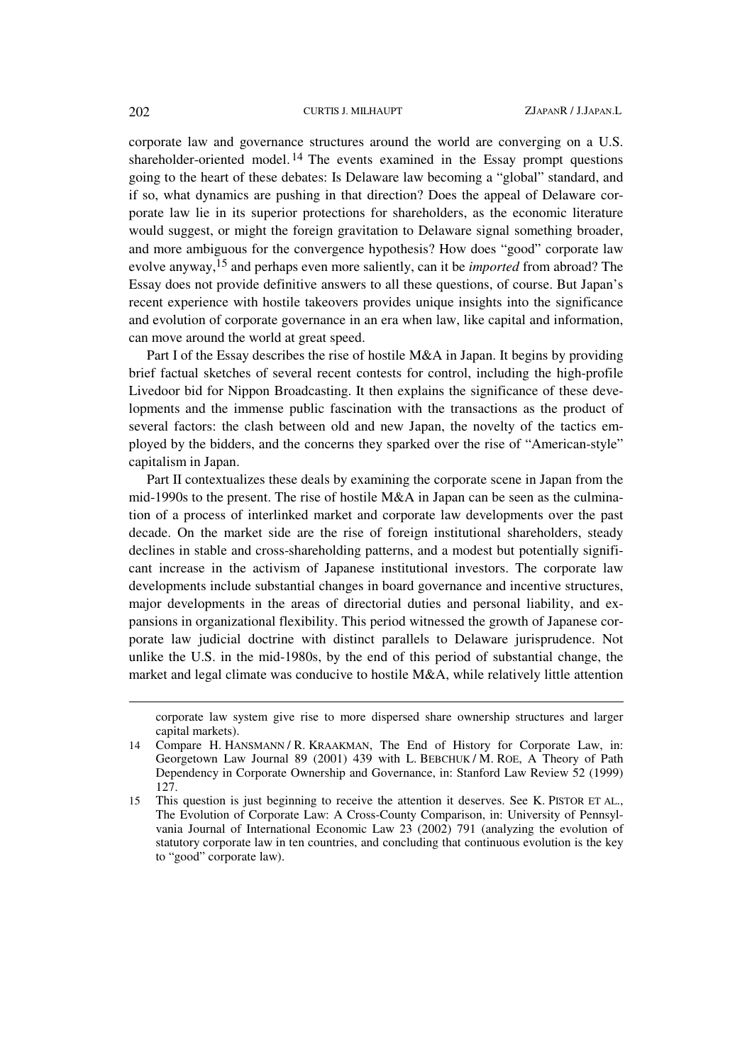corporate law and governance structures around the world are converging on a U.S. shareholder-oriented model.[14] The events examined in the Essay prompt questions going to the heart of these debates: Is Delaware law becoming a "global" standard, and if so, what dynamics are pushing in that direction? Does the appeal of Delaware corporate law lie in its superior protections for shareholders, as the economic literature would suggest, or might the foreign gravitation to Delaware signal something broader, and more ambiguous for the convergence hypothesis? How does "good" corporate law evolve anyway,[15] and perhaps even more saliently, can it be *imported* from abroad? The Essay does not provide definitive answers to all these questions, of course. But Japan's recent experience with hostile takeovers provides unique insights into the significance and evolution of corporate governance in an era when law, like capital and information, can move around the world at great speed.

Part I of the Essay describes the rise of hostile M&A in Japan. It begins by providing brief factual sketches of several recent contests for control, including the high-profile Livedoor bid for Nippon Broadcasting. It then explains the significance of these developments and the immense public fascination with the transactions as the product of several factors: the clash between old and new Japan, the novelty of the tactics employed by the bidders, and the concerns they sparked over the rise of "American-style" capitalism in Japan.

Part II contextualizes these deals by examining the corporate scene in Japan from the mid-1990s to the present. The rise of hostile M&A in Japan can be seen as the culmination of a process of interlinked market and corporate law developments over the past decade. On the market side are the rise of foreign institutional shareholders, steady declines in stable and cross-shareholding patterns, and a modest but potentially significant increase in the activism of Japanese institutional investors. The corporate law developments include substantial changes in board governance and incentive structures, major developments in the areas of directorial duties and personal liability, and expansions in organizational flexibility. This period witnessed the growth of Japanese corporate law judicial doctrine with distinct parallels to Delaware jurisprudence. Not unlike the U.S. in the mid-1980s, by the end of this period of substantial change, the market and legal climate was conducive to hostile M&A, while relatively little attention

---

corporate law system give rise to more dispersed share ownership structures and larger capital markets).

14 Compare H. HANSMANN / R. KRAAKMAN, The End of History for Corporate Law, in: Georgetown Law Journal 89 (2001) 439 with L. BEBCHUK / M. ROE, A Theory of Path Dependency in Corporate Ownership and Governance, in: Stanford Law Review 52 (1999) 127.

15 This question is just beginning to receive the attention it deserves. See K. PISTOR ET AL., The Evolution of Corporate Law: A Cross-County Comparison, in: University of Pennsylvania Journal of International Economic Law 23 (2002) 791 (analyzing the evolution of statutory corporate law in ten countries, and concluding that continuous evolution is the key to "good" corporate law).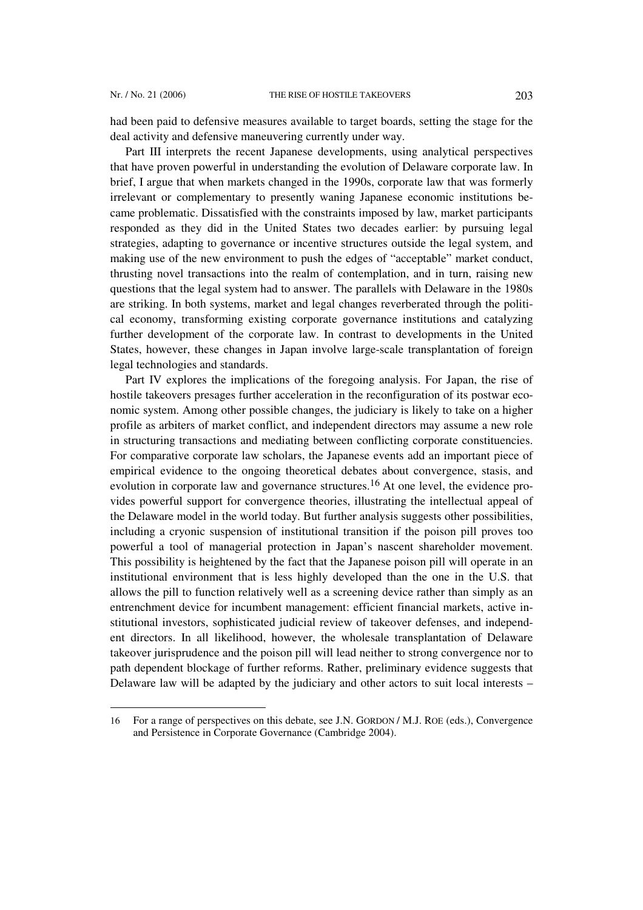had been paid to defensive measures available to target boards, setting the stage for the deal activity and defensive maneuvering currently under way.

Part III interprets the recent Japanese developments, using analytical perspectives that have proven powerful in understanding the evolution of Delaware corporate law. In brief, I argue that when markets changed in the 1990s, corporate law that was formerly irrelevant or complementary to presently waning Japanese economic institutions became problematic. Dissatisfied with the constraints imposed by law, market participants responded as they did in the United States two decades earlier: by pursuing legal strategies, adapting to governance or incentive structures outside the legal system, and making use of the new environment to push the edges of "acceptable" market conduct, thrusting novel transactions into the realm of contemplation, and in turn, raising new questions that the legal system had to answer. The parallels with Delaware in the 1980s are striking. In both systems, market and legal changes reverberated through the political economy, transforming existing corporate governance institutions and catalyzing further development of the corporate law. In contrast to developments in the United States, however, these changes in Japan involve large-scale transplantation of foreign legal technologies and standards.

Part IV explores the implications of the foregoing analysis. For Japan, the rise of hostile takeovers presages further acceleration in the reconfiguration of its postwar economic system. Among other possible changes, the judiciary is likely to take on a higher profile as arbiters of market conflict, and independent directors may assume a new role in structuring transactions and mediating between conflicting corporate constituencies. For comparative corporate law scholars, the Japanese events add an important piece of empirical evidence to the ongoing theoretical debates about convergence, stasis, and evolution in corporate law and governance structures.[16] At one level, the evidence provides powerful support for convergence theories, illustrating the intellectual appeal of the Delaware model in the world today. But further analysis suggests other possibilities, including a cryonic suspension of institutional transition if the poison pill proves too powerful a tool of managerial protection in Japan's nascent shareholder movement. This possibility is heightened by the fact that the Japanese poison pill will operate in an institutional environment that is less highly developed than the one in the U.S. that allows the pill to function relatively well as a screening device rather than simply as an entrenchment device for incumbent management: efficient financial markets, active institutional investors, sophisticated judicial review of takeover defenses, and independent directors. In all likelihood, however, the wholesale transplantation of Delaware takeover jurisprudence and the poison pill will lead neither to strong convergence nor to path dependent blockage of further reforms. Rather, preliminary evidence suggests that Delaware law will be adapted by the judiciary and other actors to suit local interests –

---

16 For a range of perspectives on this debate, see J.N. GORDON / M.J. ROE (eds.), Convergence and Persistence in Corporate Governance (Cambridge 2004).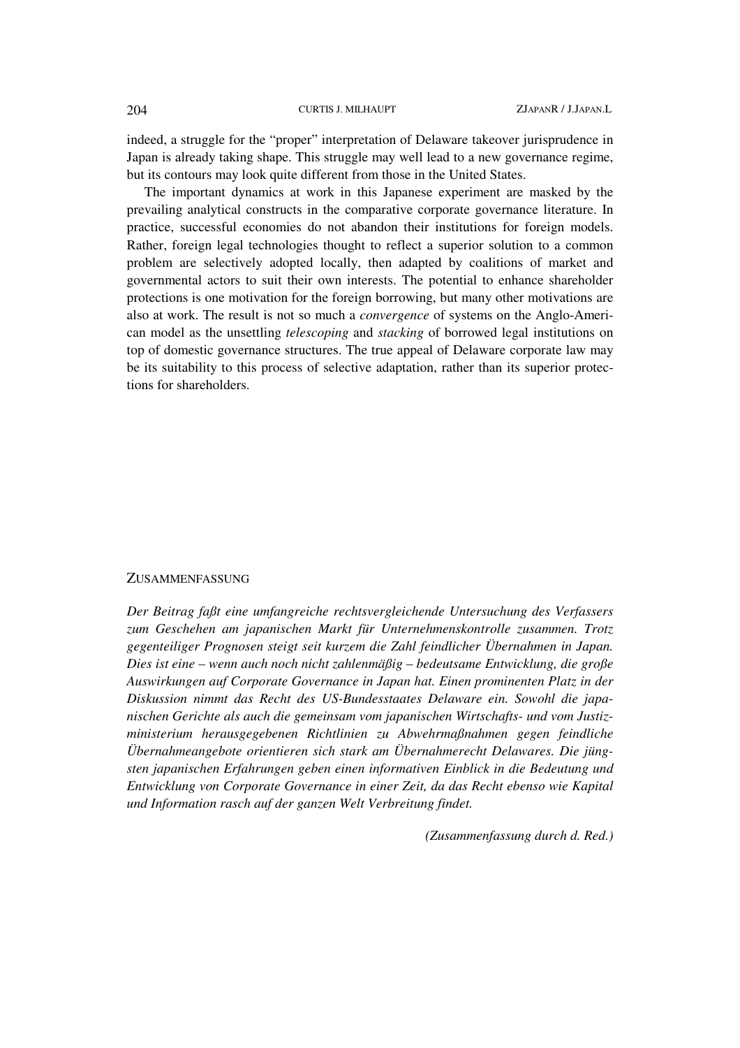indeed, a struggle for the "proper" interpretation of Delaware takeover jurisprudence in Japan is already taking shape. This struggle may well lead to a new governance regime, but its contours may look quite different from those in the United States.

The important dynamics at work in this Japanese experiment are masked by the prevailing analytical constructs in the comparative corporate governance literature. In practice, successful economies do not abandon their institutions for foreign models. Rather, foreign legal technologies thought to reflect a superior solution to a common problem are selectively adopted locally, then adapted by coalitions of market and governmental actors to suit their own interests. The potential to enhance shareholder protections is one motivation for the foreign borrowing, but many other motivations are also at work. The result is not so much a *convergence* of systems on the Anglo-American model as the unsettling *telescoping* and *stacking* of borrowed legal institutions on top of domestic governance structures. The true appeal of Delaware corporate law may be its suitability to this process of selective adaptation, rather than its superior protections for shareholders.

## ZUSAMMENFASSUNG

*Der Beitrag faßt eine umfangreiche rechtsvergleichende Untersuchung des Verfassers zum Geschehen am japanischen Markt für Unternehmenskontrolle zusammen. Trotz gegenteiliger Prognosen steigt seit kurzem die Zahl feindlicher Übernahmen in Japan. Dies ist eine – wenn auch noch nicht zahlenmäßig – bedeutsame Entwicklung, die große Auswirkungen auf Corporate Governance in Japan hat. Einen prominenten Platz in der Diskussion nimmt das Recht des US-Bundesstaates Delaware ein. Sowohl die japanischen Gerichte als auch die gemeinsam vom japanischen Wirtschafts- und vom Justizministerium herausgegebenen Richtlinien zu Abwehrmaßnahmen gegen feindliche Übernahmeangebote orientieren sich stark am Übernahmerecht Delawares. Die jüngsten japanischen Erfahrungen geben einen informativen Einblick in die Bedeutung und Entwicklung von Corporate Governance in einer Zeit, da das Recht ebenso wie Kapital und Information rasch auf der ganzen Welt Verbreitung findet.*

*(Zusammenfassung durch d. Red.)*